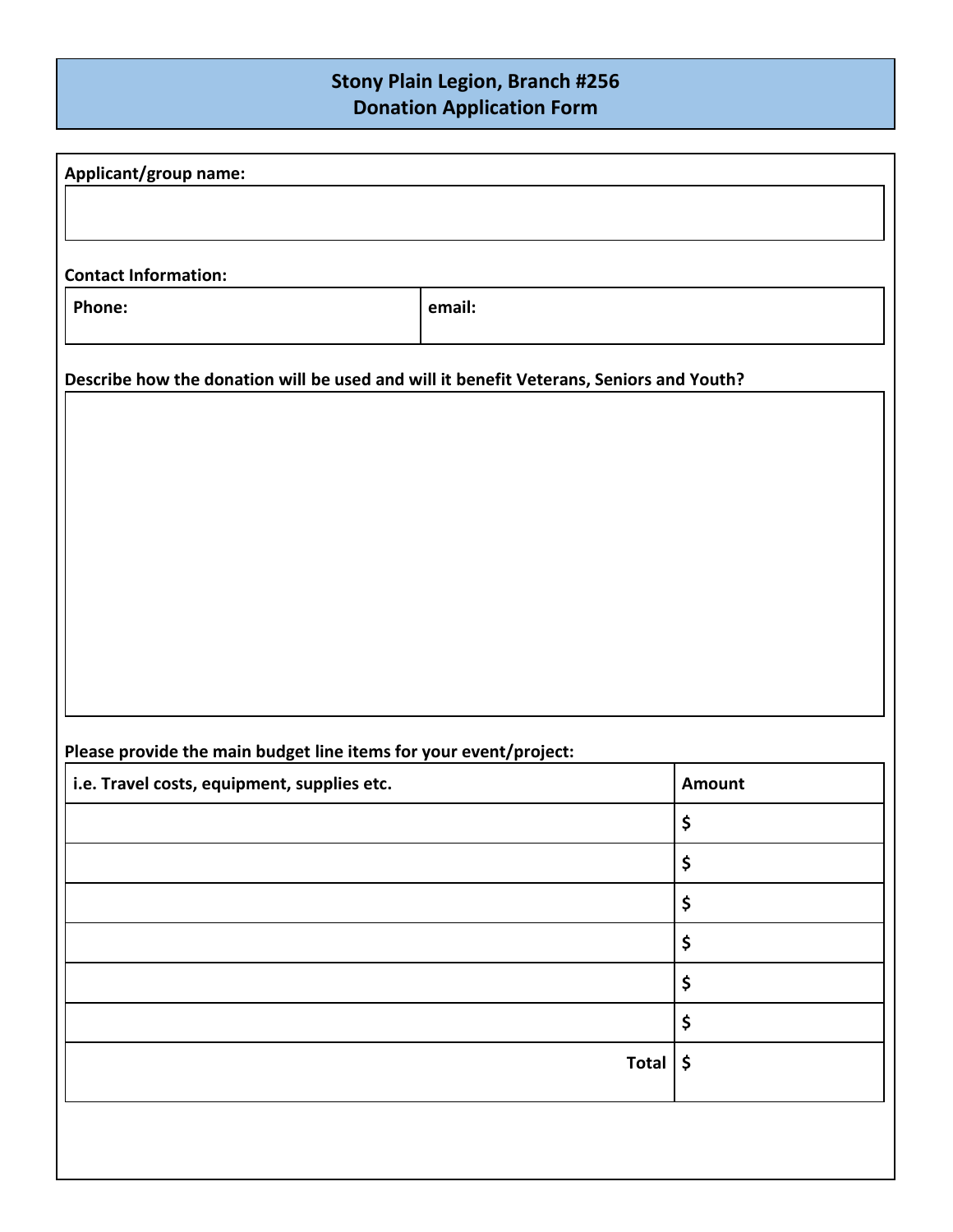# Stony Plain Legion, Branch #256
## Donation Application Form

**Applicant/group name:**

&nbsp;

**Contact Information:**

| **Phone:** | **email:** |
|---|---|

**Describe how the donation will be used and will it benefit Veterans, Seniors and Youth?**

&nbsp;

**Please provide the main budget line items for your event/project:**

| **i.e. Travel costs, equipment, supplies etc.** | **Amount** |
|---|---|
| | **$** |
| | **$** |
| | **$** |
| | **$** |
| | **$** |
| | **$** |
| **Total** | **$** |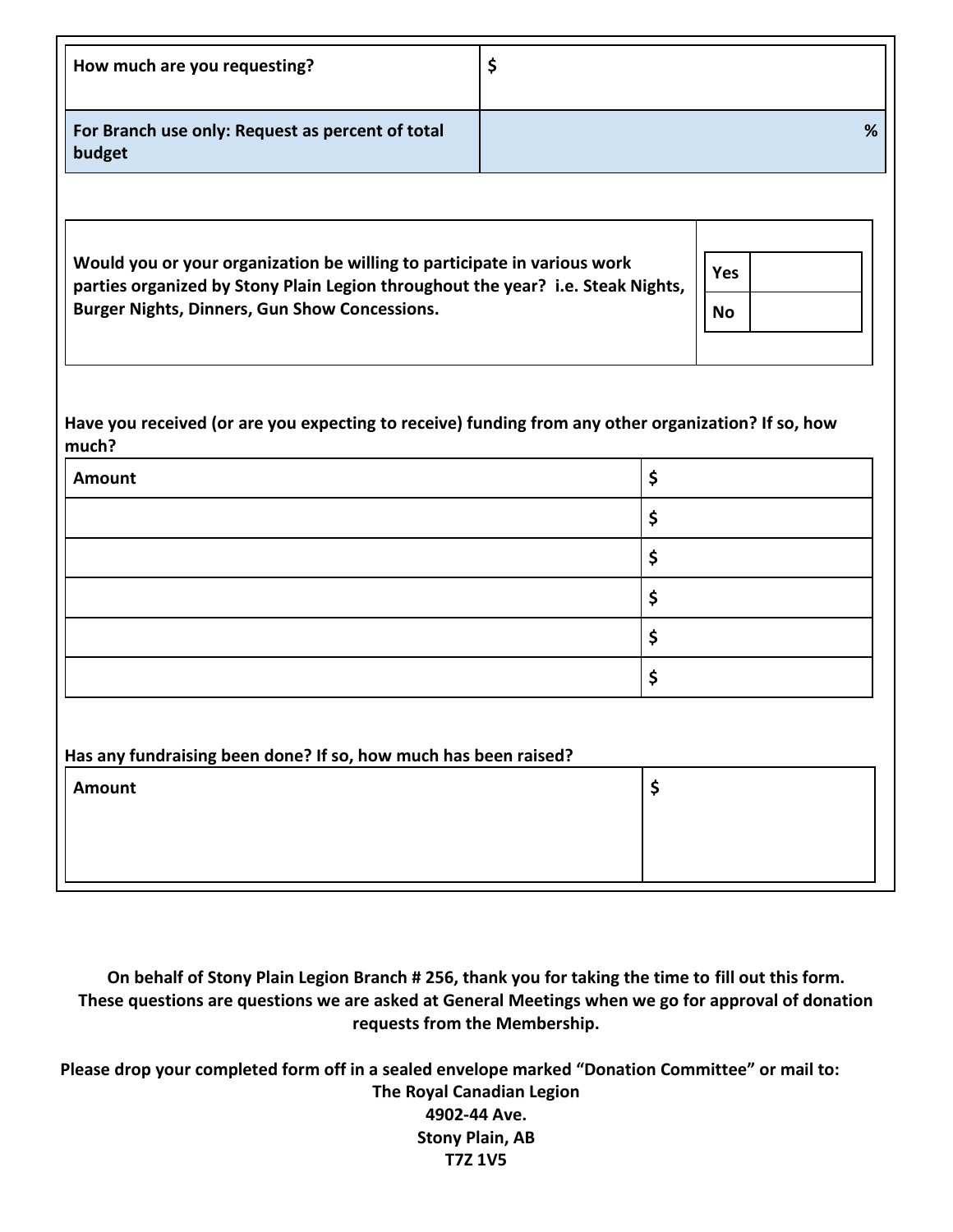| | |
|---|---|
| **How much are you requesting?** | **$** |
| **For Branch use only: Request as percent of total budget** | **%** |

| | | |
|---|---|---|
| **Would you or your organization be willing to participate in various work parties organized by Stony Plain Legion throughout the year? i.e. Steak Nights, Burger Nights, Dinners, Gun Show Concessions.** | **Yes** | |
| | **No** | |

**Have you received (or are you expecting to receive) funding from any other organization? If so, how much?**

| | |
|---|---|
| **Amount** | **$** |
| | **$** |
| | **$** |
| | **$** |
| | **$** |
| | **$** |

**Has any fundraising been done? If so, how much has been raised?**

| | |
|---|---|
| **Amount** | **$** |

**On behalf of Stony Plain Legion Branch # 256, thank you for taking the time to fill out this form. These questions are questions we are asked at General Meetings when we go for approval of donation requests from the Membership.**

**Please drop your completed form off in a sealed envelope marked "Donation Committee" or mail to:**

**The Royal Canadian Legion**
**4902-44 Ave.**
**Stony Plain, AB**
**T7Z 1V5**